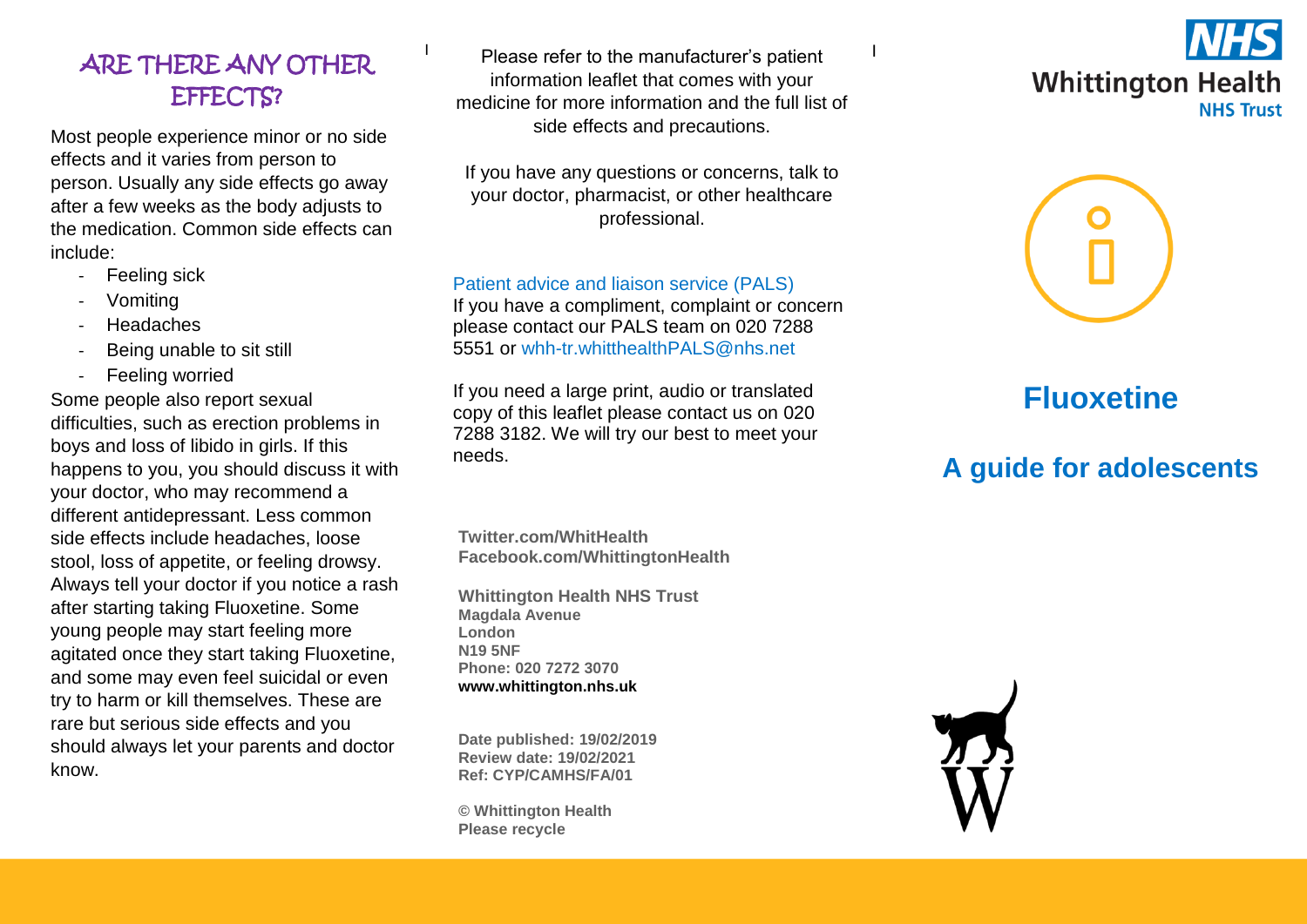## ARE THERE ANY OTHER EFFECTS?

Most people experience minor or no side effects and it varies from person to person. Usually any side effects go away after a few weeks as the body adjusts to the medication. Common side effects can include:

- Feeling sick
- Vomiting
- Headaches
- Being unable to sit still
- Feeling worried

Some people also report sexual difficulties, such as erection problems in boys and loss of libido in girls. If this happens to you, you should discuss it with your doctor, who may recommend a different antidepressant. Less common side effects include headaches, loose stool, loss of appetite, or feeling drowsy. Always tell your doctor if you notice a rash after starting taking Fluoxetine. Some young people may start feeling more agitated once they start taking Fluoxetine, and some may even feel suicidal or even try to harm or kill themselves. These are rare but serious side effects and you should always let your parents and doctor know.

Please refer to the manufacturer's patient information leaflet that comes with your medicine for more information and the full list of side effects and precautions.

If you have any questions or concerns, talk to your doctor, pharmacist, or other healthcare professional.

Patient advice and liaison service (PALS)
If you have a compliment, complaint or concern please contact our PALS team on 020 7288 5551 or whh-tr.whitthealthPALS@nhs.net

If you need a large print, audio or translated copy of this leaflet please contact us on 020 7288 3182. We will try our best to meet your needs.

**Twitter.com/WhitHealth**
**Facebook.com/WhittingtonHealth**

**Whittington Health NHS Trust**
**Magdala Avenue**
**London**
**N19 5NF**
**Phone: 020 7272 3070**
**www.whittington.nhs.uk**

**Date published: 19/02/2019**
**Review date: 19/02/2021**
**Ref: CYP/CAMHS/FA/01**

**© Whittington Health**
**Please recycle**

NHS Whittington Health NHS Trust

# Fluoxetine

## A guide for adolescents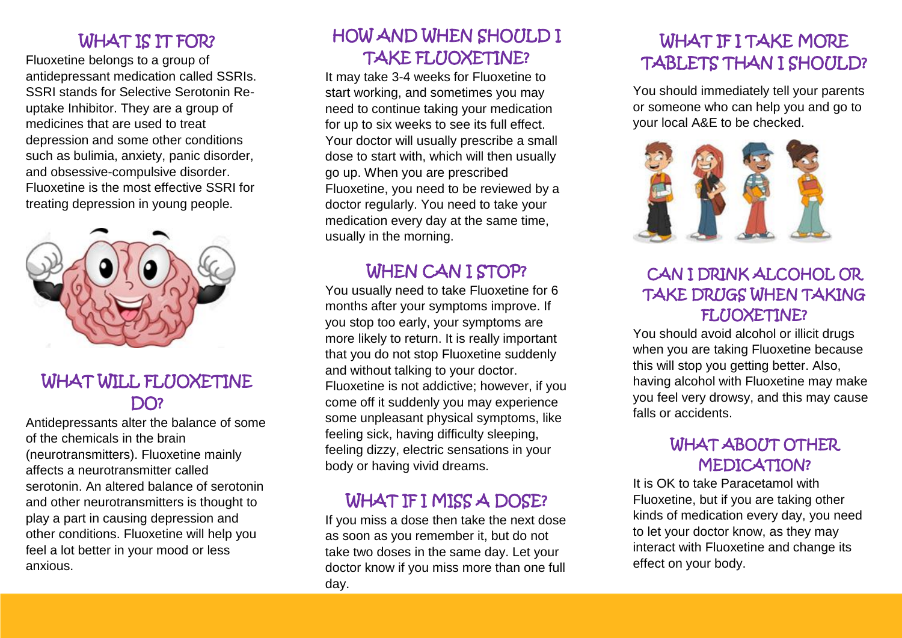## WHAT IS IT FOR?

Fluoxetine belongs to a group of antidepressant medication called SSRIs. SSRI stands for Selective Serotonin Re-uptake Inhibitor. They are a group of medicines that are used to treat depression and some other conditions such as bulimia, anxiety, panic disorder, and obsessive-compulsive disorder. Fluoxetine is the most effective SSRI for treating depression in young people.

## WHAT WILL FLUOXETINE DO?

Antidepressants alter the balance of some of the chemicals in the brain (neurotransmitters). Fluoxetine mainly affects a neurotransmitter called serotonin. An altered balance of serotonin and other neurotransmitters is thought to play a part in causing depression and other conditions. Fluoxetine will help you feel a lot better in your mood or less anxious.

## HOW AND WHEN SHOULD I TAKE FLUOXETINE?

It may take 3-4 weeks for Fluoxetine to start working, and sometimes you may need to continue taking your medication for up to six weeks to see its full effect. Your doctor will usually prescribe a small dose to start with, which will then usually go up. When you are prescribed Fluoxetine, you need to be reviewed by a doctor regularly. You need to take your medication every day at the same time, usually in the morning.

## WHEN CAN I STOP?

You usually need to take Fluoxetine for 6 months after your symptoms improve. If you stop too early, your symptoms are more likely to return. It is really important that you do not stop Fluoxetine suddenly and without talking to your doctor. Fluoxetine is not addictive; however, if you come off it suddenly you may experience some unpleasant physical symptoms, like feeling sick, having difficulty sleeping, feeling dizzy, electric sensations in your body or having vivid dreams.

## WHAT IF I MISS A DOSE?

If you miss a dose then take the next dose as soon as you remember it, but do not take two doses in the same day. Let your doctor know if you miss more than one full day.

## WHAT IF I TAKE MORE TABLETS THAN I SHOULD?

You should immediately tell your parents or someone who can help you and go to your local A&E to be checked.

## CAN I DRINK ALCOHOL OR TAKE DRUGS WHEN TAKING FLUOXETINE?

You should avoid alcohol or illicit drugs when you are taking Fluoxetine because this will stop you getting better. Also, having alcohol with Fluoxetine may make you feel very drowsy, and this may cause falls or accidents.

## WHAT ABOUT OTHER MEDICATION?

It is OK to take Paracetamol with Fluoxetine, but if you are taking other kinds of medication every day, you need to let your doctor know, as they may interact with Fluoxetine and change its effect on your body.